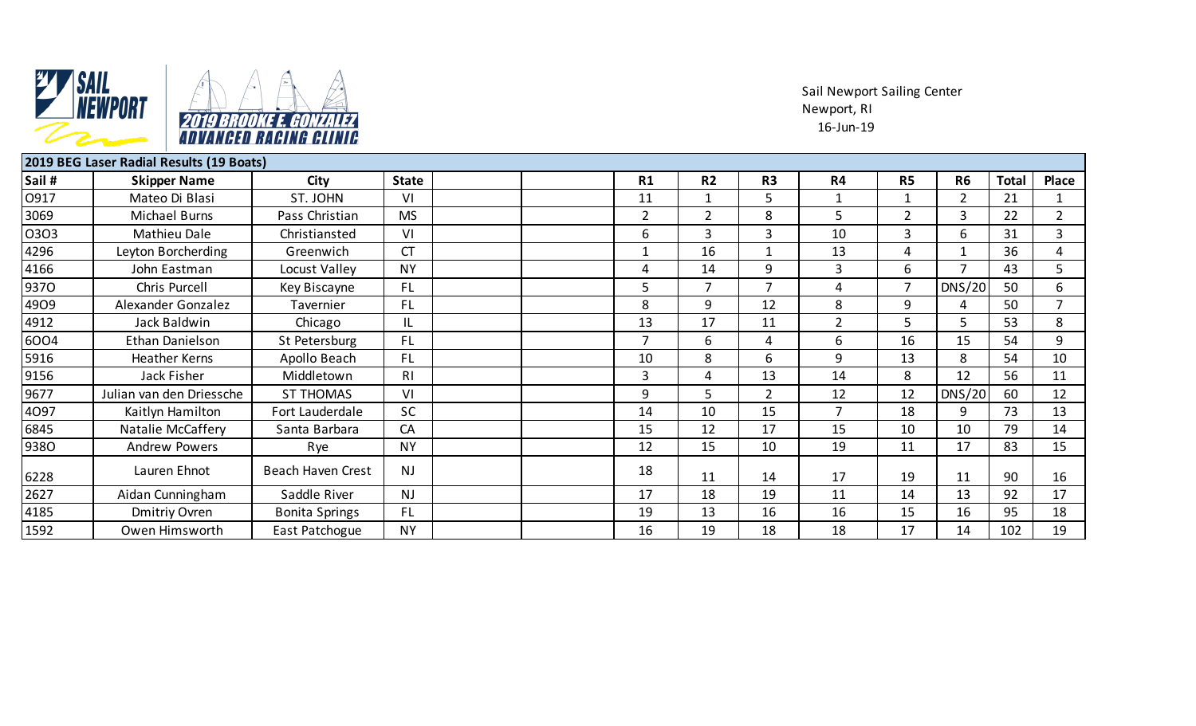SAIL NEWPORT

2019 BROOKE E. GONZALEZ ADVANCED RACING CLINIC

Sail Newport Sailing Center
Newport, RI
16-Jun-19

**2019 BEG Laser Radial Results (19 Boats)**

| Sail # | Skipper Name | City | State | | | R1 | R2 | R3 | R4 | R5 | R6 | Total | Place |
|---|---|---|---|---|---|---|---|---|---|---|---|---|---|
| O917 | Mateo Di Blasi | ST. JOHN | VI | | | 11 | 1 | 5 | 1 | 1 | 2 | 21 | 1 |
| 3069 | Michael Burns | Pass Christian | MS | | | 2 | 2 | 8 | 5 | 2 | 3 | 22 | 2 |
| O3O3 | Mathieu Dale | Christiansted | VI | | | 6 | 3 | 3 | 10 | 3 | 6 | 31 | 3 |
| 4296 | Leyton Borcherding | Greenwich | CT | | | 1 | 16 | 1 | 13 | 4 | 1 | 36 | 4 |
| 4166 | John Eastman | Locust Valley | NY | | | 4 | 14 | 9 | 3 | 6 | 7 | 43 | 5 |
| 937O | Chris Purcell | Key Biscayne | FL | | | 5 | 7 | 7 | 4 | 7 | DNS/20 | 50 | 6 |
| 49O9 | Alexander Gonzalez | Tavernier | FL | | | 8 | 9 | 12 | 8 | 9 | 4 | 50 | 7 |
| 4912 | Jack Baldwin | Chicago | IL | | | 13 | 17 | 11 | 2 | 5 | 5 | 53 | 8 |
| 6OO4 | Ethan Danielson | St Petersburg | FL | | | 7 | 6 | 4 | 6 | 16 | 15 | 54 | 9 |
| 5916 | Heather Kerns | Apollo Beach | FL | | | 10 | 8 | 6 | 9 | 13 | 8 | 54 | 10 |
| 9156 | Jack Fisher | Middletown | RI | | | 3 | 4 | 13 | 14 | 8 | 12 | 56 | 11 |
| 9677 | Julian van den Driessche | ST THOMAS | VI | | | 9 | 5 | 2 | 12 | 12 | DNS/20 | 60 | 12 |
| 4O97 | Kaitlyn Hamilton | Fort Lauderdale | SC | | | 14 | 10 | 15 | 7 | 18 | 9 | 73 | 13 |
| 6845 | Natalie McCaffery | Santa Barbara | CA | | | 15 | 12 | 17 | 15 | 10 | 10 | 79 | 14 |
| 938O | Andrew Powers | Rye | NY | | | 12 | 15 | 10 | 19 | 11 | 17 | 83 | 15 |
| 6228 | Lauren Ehnot | Beach Haven Crest | NJ | | | 18 | 11 | 14 | 17 | 19 | 11 | 90 | 16 |
| 2627 | Aidan Cunningham | Saddle River | NJ | | | 17 | 18 | 19 | 11 | 14 | 13 | 92 | 17 |
| 4185 | Dmitriy Ovren | Bonita Springs | FL | | | 19 | 13 | 16 | 16 | 15 | 16 | 95 | 18 |
| 1592 | Owen Himsworth | East Patchogue | NY | | | 16 | 19 | 18 | 18 | 17 | 14 | 102 | 19 |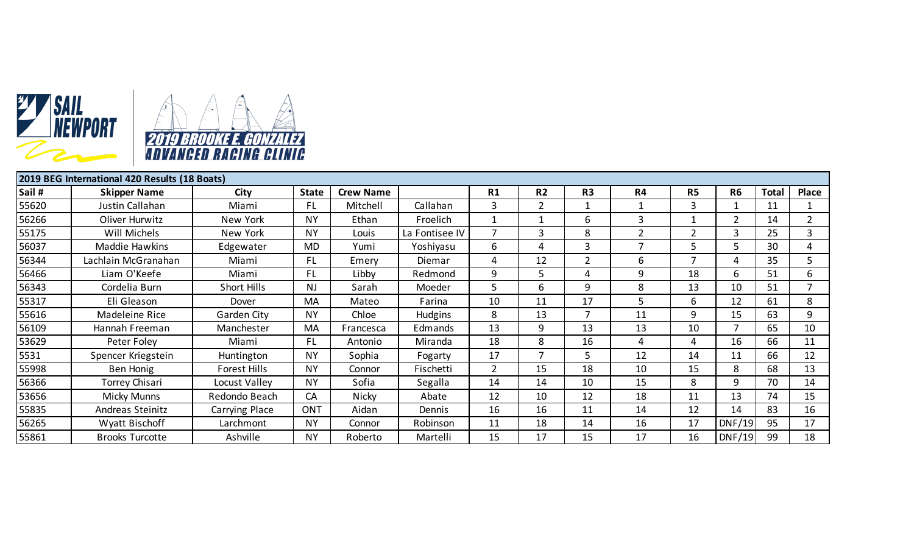SAIL NEWPORT

2019 BROOKE E. GONZALEZ ADVANCED RACING CLINIC

| 2019 BEG International 420 Results (18 Boats) | | | | | | | | | | | | | | |
|---|---|---|---|---|---|---|---|---|---|---|---|---|---|---|
| Sail # | Skipper Name | City | State | Crew Name | | R1 | R2 | R3 | R4 | R5 | R6 | Total | Place |
| 55620 | Justin Callahan | Miami | FL | Mitchell | Callahan | 3 | 2 | 1 | 1 | 3 | 1 | 11 | 1 |
| 56266 | Oliver Hurwitz | New York | NY | Ethan | Froelich | 1 | 1 | 6 | 3 | 1 | 2 | 14 | 2 |
| 55175 | Will Michels | New York | NY | Louis | La Fontisee IV | 7 | 3 | 8 | 2 | 2 | 3 | 25 | 3 |
| 56037 | Maddie Hawkins | Edgewater | MD | Yumi | Yoshiyasu | 6 | 4 | 3 | 7 | 5 | 5 | 30 | 4 |
| 56344 | Lachlain McGranahan | Miami | FL | Emery | Diemar | 4 | 12 | 2 | 6 | 7 | 4 | 35 | 5 |
| 56466 | Liam O'Keefe | Miami | FL | Libby | Redmond | 9 | 5 | 4 | 9 | 18 | 6 | 51 | 6 |
| 56343 | Cordelia Burn | Short Hills | NJ | Sarah | Moeder | 5 | 6 | 9 | 8 | 13 | 10 | 51 | 7 |
| 55317 | Eli Gleason | Dover | MA | Mateo | Farina | 10 | 11 | 17 | 5 | 6 | 12 | 61 | 8 |
| 55616 | Madeleine Rice | Garden City | NY | Chloe | Hudgins | 8 | 13 | 7 | 11 | 9 | 15 | 63 | 9 |
| 56109 | Hannah Freeman | Manchester | MA | Francesca | Edmands | 13 | 9 | 13 | 13 | 10 | 7 | 65 | 10 |
| 53629 | Peter Foley | Miami | FL | Antonio | Miranda | 18 | 8 | 16 | 4 | 4 | 16 | 66 | 11 |
| 5531 | Spencer Kriegstein | Huntington | NY | Sophia | Fogarty | 17 | 7 | 5 | 12 | 14 | 11 | 66 | 12 |
| 55998 | Ben Honig | Forest Hills | NY | Connor | Fischetti | 2 | 15 | 18 | 10 | 15 | 8 | 68 | 13 |
| 56366 | Torrey Chisari | Locust Valley | NY | Sofia | Segalla | 14 | 14 | 10 | 15 | 8 | 9 | 70 | 14 |
| 53656 | Micky Munns | Redondo Beach | CA | Nicky | Abate | 12 | 10 | 12 | 18 | 11 | 13 | 74 | 15 |
| 55835 | Andreas Steinitz | Carrying Place | ONT | Aidan | Dennis | 16 | 16 | 11 | 14 | 12 | 14 | 83 | 16 |
| 56265 | Wyatt Bischoff | Larchmont | NY | Connor | Robinson | 11 | 18 | 14 | 16 | 17 | DNF/19 | 95 | 17 |
| 55861 | Brooks Turcotte | Ashville | NY | Roberto | Martelli | 15 | 17 | 15 | 17 | 16 | DNF/19 | 99 | 18 |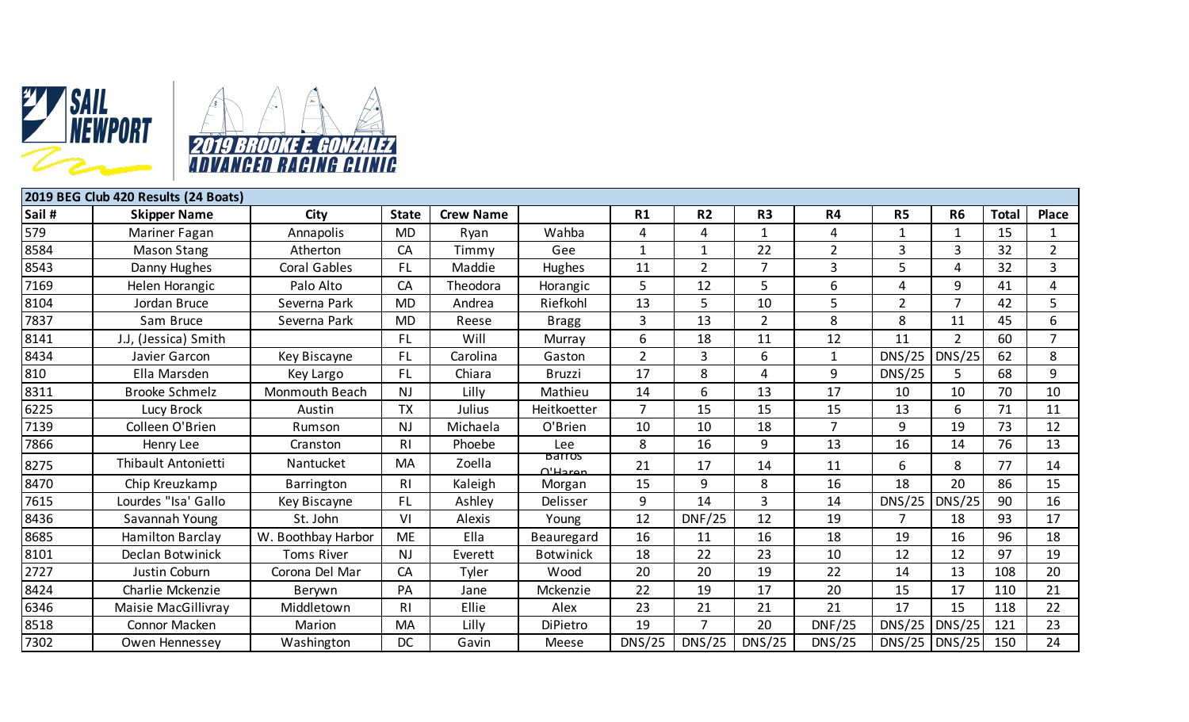SAIL NEWPORT

2019 BROOKE E. GONZALEZ ADVANCED RACING CLINIC

| 2019 BEG Club 420 Results (24 Boats) | | | | | | | | | | | | | |
|---|---|---|---|---|---|---|---|---|---|---|---|---|---|
| Sail # | Skipper Name | City | State | Crew Name | | R1 | R2 | R3 | R4 | R5 | R6 | Total | Place |
| 579 | Mariner Fagan | Annapolis | MD | Ryan | Wahba | 4 | 4 | 1 | 4 | 1 | 1 | 15 | 1 |
| 8584 | Mason Stang | Atherton | CA | Timmy | Gee | 1 | 1 | 22 | 2 | 3 | 3 | 32 | 2 |
| 8543 | Danny Hughes | Coral Gables | FL | Maddie | Hughes | 11 | 2 | 7 | 3 | 5 | 4 | 32 | 3 |
| 7169 | Helen Horangic | Palo Alto | CA | Theodora | Horangic | 5 | 12 | 5 | 6 | 4 | 9 | 41 | 4 |
| 8104 | Jordan Bruce | Severna Park | MD | Andrea | Riefkohl | 13 | 5 | 10 | 5 | 2 | 7 | 42 | 5 |
| 7837 | Sam Bruce | Severna Park | MD | Reese | Bragg | 3 | 13 | 2 | 8 | 8 | 11 | 45 | 6 |
| 8141 | J.J, (Jessica) Smith | | FL | Will | Murray | 6 | 18 | 11 | 12 | 11 | 2 | 60 | 7 |
| 8434 | Javier Garcon | Key Biscayne | FL | Carolina | Gaston | 2 | 3 | 6 | 1 | DNS/25 | DNS/25 | 62 | 8 |
| 810 | Ella Marsden | Key Largo | FL | Chiara | Bruzzi | 17 | 8 | 4 | 9 | DNS/25 | 5 | 68 | 9 |
| 8311 | Brooke Schmelz | Monmouth Beach | NJ | Lilly | Mathieu | 14 | 6 | 13 | 17 | 10 | 10 | 70 | 10 |
| 6225 | Lucy Brock | Austin | TX | Julius | Heitkoetter | 7 | 15 | 15 | 15 | 13 | 6 | 71 | 11 |
| 7139 | Colleen O'Brien | Rumson | NJ | Michaela | O'Brien | 10 | 10 | 18 | 7 | 9 | 19 | 73 | 12 |
| 7866 | Henry Lee | Cranston | RI | Phoebe | Lee | 8 | 16 | 9 | 13 | 16 | 14 | 76 | 13 |
| 8275 | Thibault Antonietti | Nantucket | MA | Zoella | Barros O'Haren | 21 | 17 | 14 | 11 | 6 | 8 | 77 | 14 |
| 8470 | Chip Kreuzkamp | Barrington | RI | Kaleigh | Morgan | 15 | 9 | 8 | 16 | 18 | 20 | 86 | 15 |
| 7615 | Lourdes "Isa' Gallo | Key Biscayne | FL | Ashley | Delisser | 9 | 14 | 3 | 14 | DNS/25 | DNS/25 | 90 | 16 |
| 8436 | Savannah Young | St. John | VI | Alexis | Young | 12 | DNF/25 | 12 | 19 | 7 | 18 | 93 | 17 |
| 8685 | Hamilton Barclay | W. Boothbay Harbor | ME | Ella | Beauregard | 16 | 11 | 16 | 18 | 19 | 16 | 96 | 18 |
| 8101 | Declan Botwinick | Toms River | NJ | Everett | Botwinick | 18 | 22 | 23 | 10 | 12 | 12 | 97 | 19 |
| 2727 | Justin Coburn | Corona Del Mar | CA | Tyler | Wood | 20 | 20 | 19 | 22 | 14 | 13 | 108 | 20 |
| 8424 | Charlie Mckenzie | Berywn | PA | Jane | Mckenzie | 22 | 19 | 17 | 20 | 15 | 17 | 110 | 21 |
| 6346 | Maisie MacGillivray | Middletown | RI | Ellie | Alex | 23 | 21 | 21 | 21 | 17 | 15 | 118 | 22 |
| 8518 | Connor Macken | Marion | MA | Lilly | DiPietro | 19 | 7 | 20 | DNF/25 | DNS/25 | DNS/25 | 121 | 23 |
| 7302 | Owen Hennessey | Washington | DC | Gavin | Meese | DNS/25 | DNS/25 | DNS/25 | DNS/25 | DNS/25 | DNS/25 | 150 | 24 |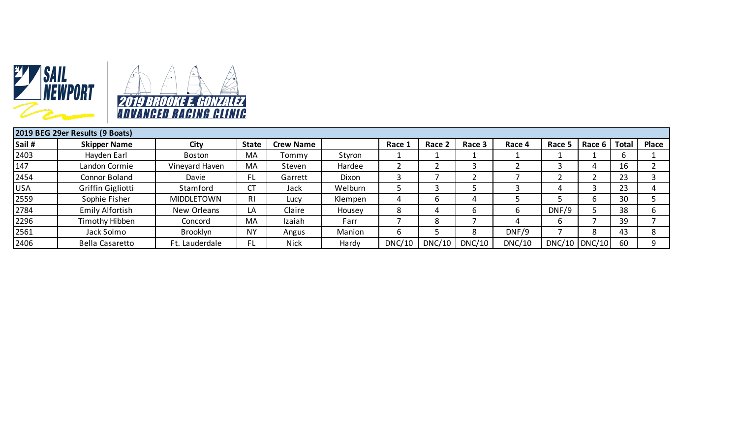SAIL NEWPORT

2019 BROOKE E. GONZALEZ ADVANCED RACING CLINIC

| 2019 BEG 29er Results (9 Boats) | | | | | | | | | | | | | | |
|---|---|---|---|---|---|---|---|---|---|---|---|---|---|---|
| Sail # | Skipper Name | City | State | Crew Name | | Race 1 | Race 2 | Race 3 | Race 4 | Race 5 | Race 6 | Total | Place |
| 2403 | Hayden Earl | Boston | MA | Tommy | Styron | 1 | 1 | 1 | 1 | 1 | 1 | 6 | 1 |
| 147 | Landon Cormie | Vineyard Haven | MA | Steven | Hardee | 2 | 2 | 3 | 2 | 3 | 4 | 16 | 2 |
| 2454 | Connor Boland | Davie | FL | Garrett | Dixon | 3 | 7 | 2 | 7 | 2 | 2 | 23 | 3 |
| USA | Griffin Gigliotti | Stamford | CT | Jack | Welburn | 5 | 3 | 5 | 3 | 4 | 3 | 23 | 4 |
| 2559 | Sophie Fisher | MIDDLETOWN | RI | Lucy | Klempen | 4 | 6 | 4 | 5 | 5 | 6 | 30 | 5 |
| 2784 | Emily Alfortish | New Orleans | LA | Claire | Housey | 8 | 4 | 6 | 6 | DNF/9 | 5 | 38 | 6 |
| 2296 | Timothy Hibben | Concord | MA | Izaiah | Farr | 7 | 8 | 7 | 4 | 6 | 7 | 39 | 7 |
| 2561 | Jack Solmo | Brooklyn | NY | Angus | Manion | 6 | 5 | 8 | DNF/9 | 7 | 8 | 43 | 8 |
| 2406 | Bella Casaretto | Ft. Lauderdale | FL | Nick | Hardy | DNC/10 | DNC/10 | DNC/10 | DNC/10 | DNC/10 | DNC/10 | 60 | 9 |